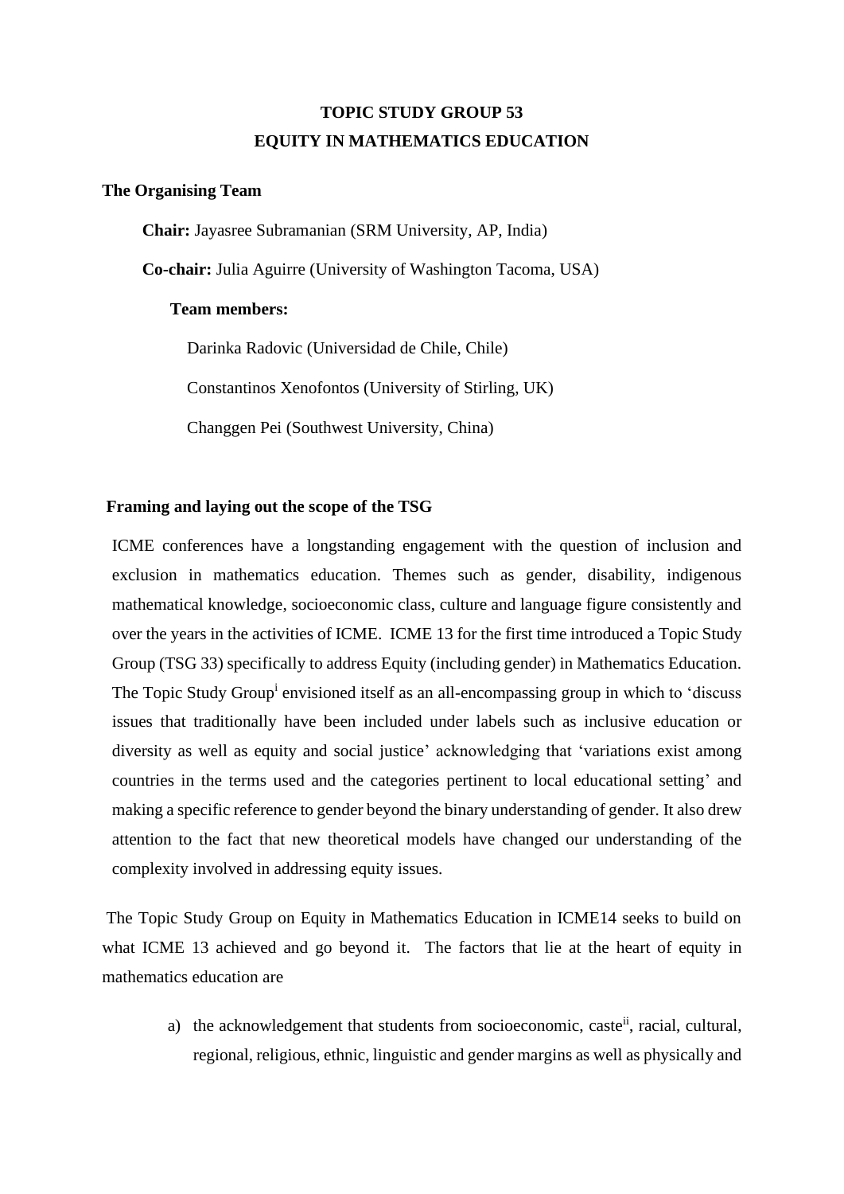# TOPIC STUDY GROUP 53
# EQUITY IN MATHEMATICS EDUCATION

**The Organising Team**

**Chair:** Jayasree Subramanian (SRM University, AP, India)

**Co-chair:** Julia Aguirre (University of Washington Tacoma, USA)

**Team members:**

Darinka Radovic (Universidad de Chile, Chile)

Constantinos Xenofontos (University of Stirling, UK)

Changgen Pei (Southwest University, China)

**Framing and laying out the scope of the TSG**

ICME conferences have a longstanding engagement with the question of inclusion and exclusion in mathematics education. Themes such as gender, disability, indigenous mathematical knowledge, socioeconomic class, culture and language figure consistently and over the years in the activities of ICME. ICME 13 for the first time introduced a Topic Study Group (TSG 33) specifically to address Equity (including gender) in Mathematics Education. The Topic Study Group[i] envisioned itself as an all-encompassing group in which to 'discuss issues that traditionally have been included under labels such as inclusive education or diversity as well as equity and social justice' acknowledging that 'variations exist among countries in the terms used and the categories pertinent to local educational setting' and making a specific reference to gender beyond the binary understanding of gender. It also drew attention to the fact that new theoretical models have changed our understanding of the complexity involved in addressing equity issues.

The Topic Study Group on Equity in Mathematics Education in ICME14 seeks to build on what ICME 13 achieved and go beyond it. The factors that lie at the heart of equity in mathematics education are

a) the acknowledgement that students from socioeconomic, caste[ii], racial, cultural, regional, religious, ethnic, linguistic and gender margins as well as physically and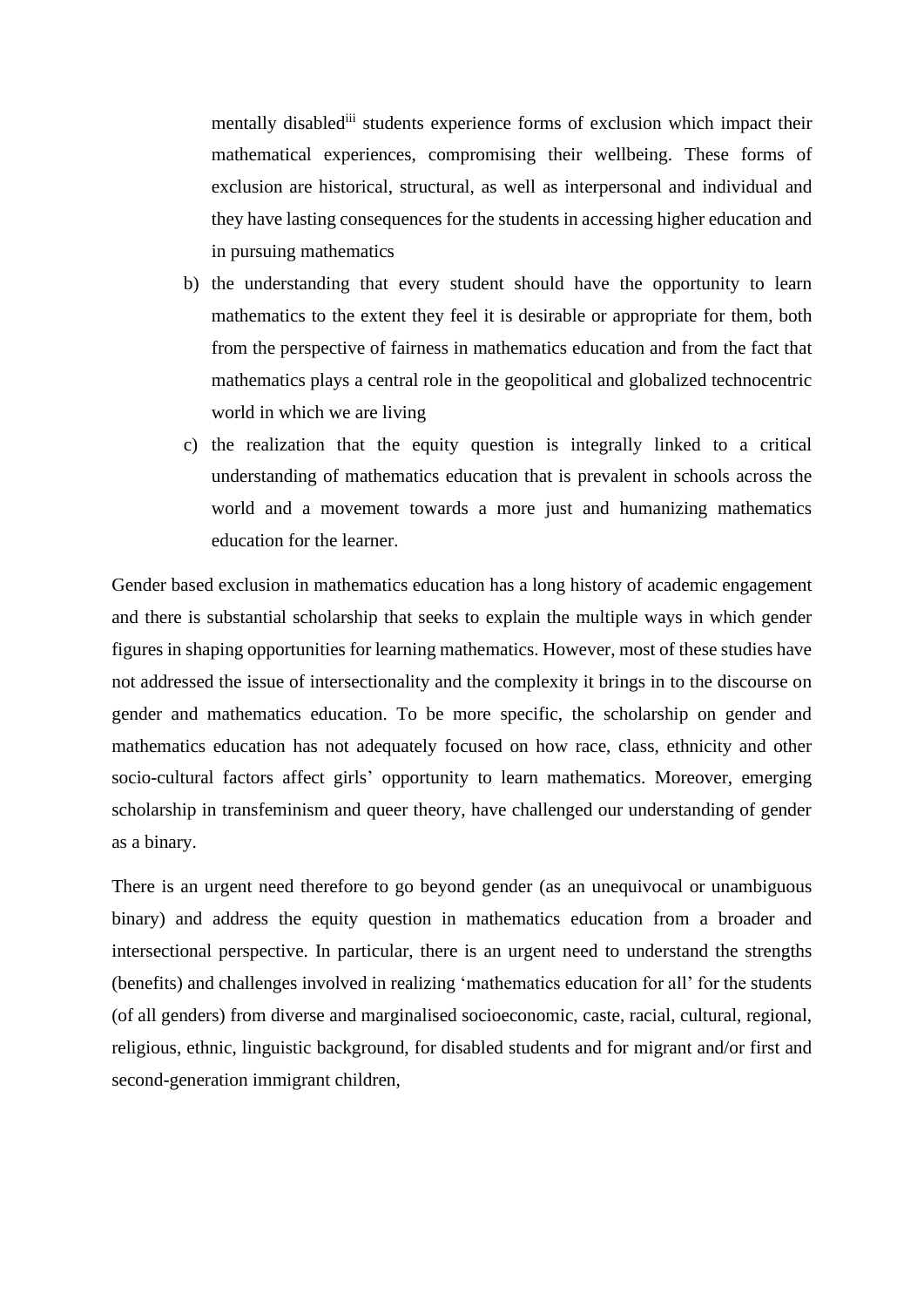mentally disabled[iii] students experience forms of exclusion which impact their mathematical experiences, compromising their wellbeing. These forms of exclusion are historical, structural, as well as interpersonal and individual and they have lasting consequences for the students in accessing higher education and in pursuing mathematics

b) the understanding that every student should have the opportunity to learn mathematics to the extent they feel it is desirable or appropriate for them, both from the perspective of fairness in mathematics education and from the fact that mathematics plays a central role in the geopolitical and globalized technocentric world in which we are living

c) the realization that the equity question is integrally linked to a critical understanding of mathematics education that is prevalent in schools across the world and a movement towards a more just and humanizing mathematics education for the learner.

Gender based exclusion in mathematics education has a long history of academic engagement and there is substantial scholarship that seeks to explain the multiple ways in which gender figures in shaping opportunities for learning mathematics. However, most of these studies have not addressed the issue of intersectionality and the complexity it brings in to the discourse on gender and mathematics education. To be more specific, the scholarship on gender and mathematics education has not adequately focused on how race, class, ethnicity and other socio-cultural factors affect girls' opportunity to learn mathematics. Moreover, emerging scholarship in transfeminism and queer theory, have challenged our understanding of gender as a binary.

There is an urgent need therefore to go beyond gender (as an unequivocal or unambiguous binary) and address the equity question in mathematics education from a broader and intersectional perspective. In particular, there is an urgent need to understand the strengths (benefits) and challenges involved in realizing 'mathematics education for all' for the students (of all genders) from diverse and marginalised socioeconomic, caste, racial, cultural, regional, religious, ethnic, linguistic background, for disabled students and for migrant and/or first and second-generation immigrant children,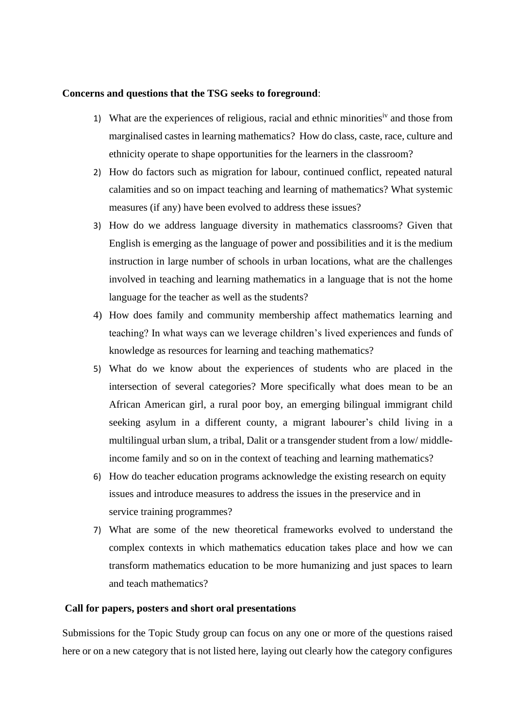**Concerns and questions that the TSG seeks to foreground**:

1) What are the experiences of religious, racial and ethnic minorities[iv] and those from marginalised castes in learning mathematics? How do class, caste, race, culture and ethnicity operate to shape opportunities for the learners in the classroom?
2) How do factors such as migration for labour, continued conflict, repeated natural calamities and so on impact teaching and learning of mathematics? What systemic measures (if any) have been evolved to address these issues?
3) How do we address language diversity in mathematics classrooms? Given that English is emerging as the language of power and possibilities and it is the medium instruction in large number of schools in urban locations, what are the challenges involved in teaching and learning mathematics in a language that is not the home language for the teacher as well as the students?
4) How does family and community membership affect mathematics learning and teaching? In what ways can we leverage children's lived experiences and funds of knowledge as resources for learning and teaching mathematics?
5) What do we know about the experiences of students who are placed in the intersection of several categories? More specifically what does mean to be an African American girl, a rural poor boy, an emerging bilingual immigrant child seeking asylum in a different county, a migrant labourer's child living in a multilingual urban slum, a tribal, Dalit or a transgender student from a low/ middle-income family and so on in the context of teaching and learning mathematics?
6) How do teacher education programs acknowledge the existing research on equity issues and introduce measures to address the issues in the preservice and in service training programmes?
7) What are some of the new theoretical frameworks evolved to understand the complex contexts in which mathematics education takes place and how we can transform mathematics education to be more humanizing and just spaces to learn and teach mathematics?

**Call for papers, posters and short oral presentations**

Submissions for the Topic Study group can focus on any one or more of the questions raised here or on a new category that is not listed here, laying out clearly how the category configures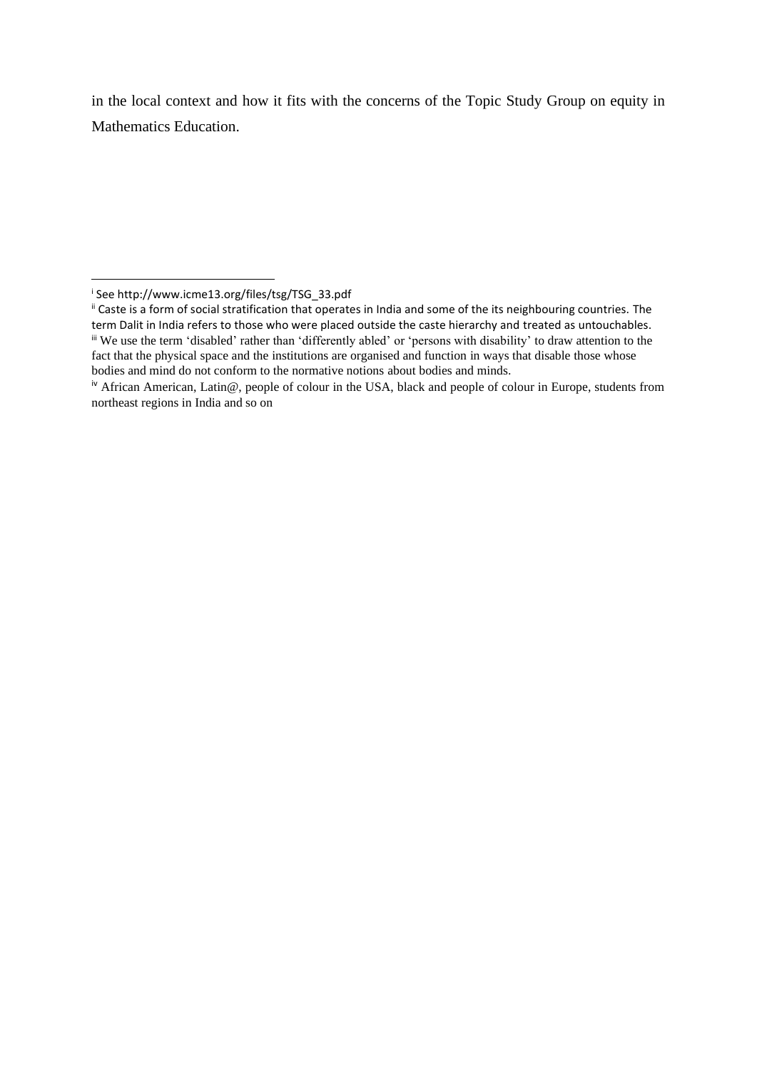in the local context and how it fits with the concerns of the Topic Study Group on equity in Mathematics Education.

---

[i] See http://www.icme13.org/files/tsg/TSG_33.pdf

[ii] Caste is a form of social stratification that operates in India and some of the its neighbouring countries. The term Dalit in India refers to those who were placed outside the caste hierarchy and treated as untouchables.

[iii] We use the term 'disabled' rather than 'differently abled' or 'persons with disability' to draw attention to the fact that the physical space and the institutions are organised and function in ways that disable those whose bodies and mind do not conform to the normative notions about bodies and minds.

[iv] African American, Latin@, people of colour in the USA, black and people of colour in Europe, students from northeast regions in India and so on